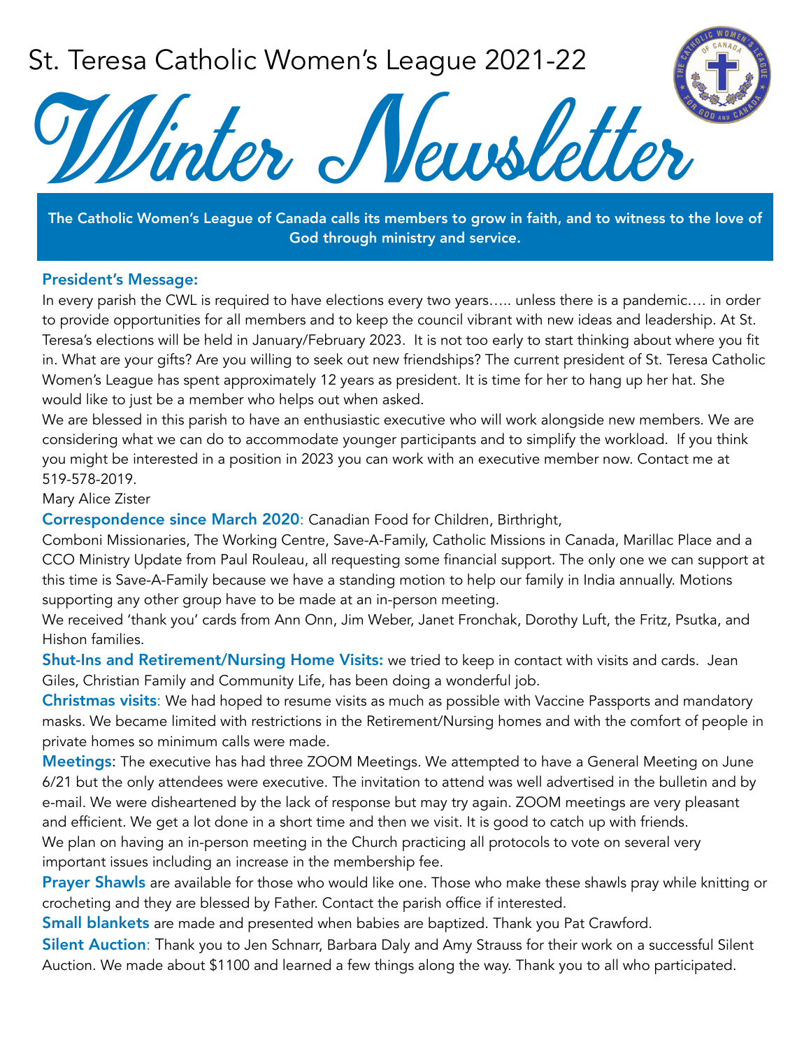# St. Teresa Catholic Women's League 2021-22

# Winter Newsletter

**The Catholic Women's League of Canada calls its members to grow in faith, and to witness to the love of God through ministry and service.**

### President's Message:

In every parish the CWL is required to have elections every two years….. unless there is a pandemic…. in order to provide opportunities for all members and to keep the council vibrant with new ideas and leadership. At St. Teresa's elections will be held in January/February 2023. It is not too early to start thinking about where you fit in. What are your gifts? Are you willing to seek out new friendships? The current president of St. Teresa Catholic Women's League has spent approximately 12 years as president. It is time for her to hang up her hat. She would like to just be a member who helps out when asked.

We are blessed in this parish to have an enthusiastic executive who will work alongside new members. We are considering what we can do to accommodate younger participants and to simplify the workload. If you think you might be interested in a position in 2023 you can work with an executive member now. Contact me at 519-578-2019.

Mary Alice Zister

**Correspondence since March 2020**: Canadian Food for Children, Birthright, Comboni Missionaries, The Working Centre, Save-A-Family, Catholic Missions in Canada, Marillac Place and a CCO Ministry Update from Paul Rouleau, all requesting some financial support. The only one we can support at this time is Save-A-Family because we have a standing motion to help our family in India annually. Motions supporting any other group have to be made at an in-person meeting.

We received 'thank you' cards from Ann Onn, Jim Weber, Janet Fronchak, Dorothy Luft, the Fritz, Psutka, and Hishon families.

**Shut-Ins and Retirement/Nursing Home Visits:** we tried to keep in contact with visits and cards. Jean Giles, Christian Family and Community Life, has been doing a wonderful job.

**Christmas visits**: We had hoped to resume visits as much as possible with Vaccine Passports and mandatory masks. We became limited with restrictions in the Retirement/Nursing homes and with the comfort of people in private homes so minimum calls were made.

**Meetings**: The executive has had three ZOOM Meetings. We attempted to have a General Meeting on June 6/21 but the only attendees were executive. The invitation to attend was well advertised in the bulletin and by e-mail. We were disheartened by the lack of response but may try again. ZOOM meetings are very pleasant and efficient. We get a lot done in a short time and then we visit. It is good to catch up with friends.

We plan on having an in-person meeting in the Church practicing all protocols to vote on several very important issues including an increase in the membership fee.

**Prayer Shawls** are available for those who would like one. Those who make these shawls pray while knitting or crocheting and they are blessed by Father. Contact the parish office if interested.

**Small blankets** are made and presented when babies are baptized. Thank you Pat Crawford.

**Silent Auction**: Thank you to Jen Schnarr, Barbara Daly and Amy Strauss for their work on a successful Silent Auction. We made about $1100 and learned a few things along the way. Thank you to all who participated.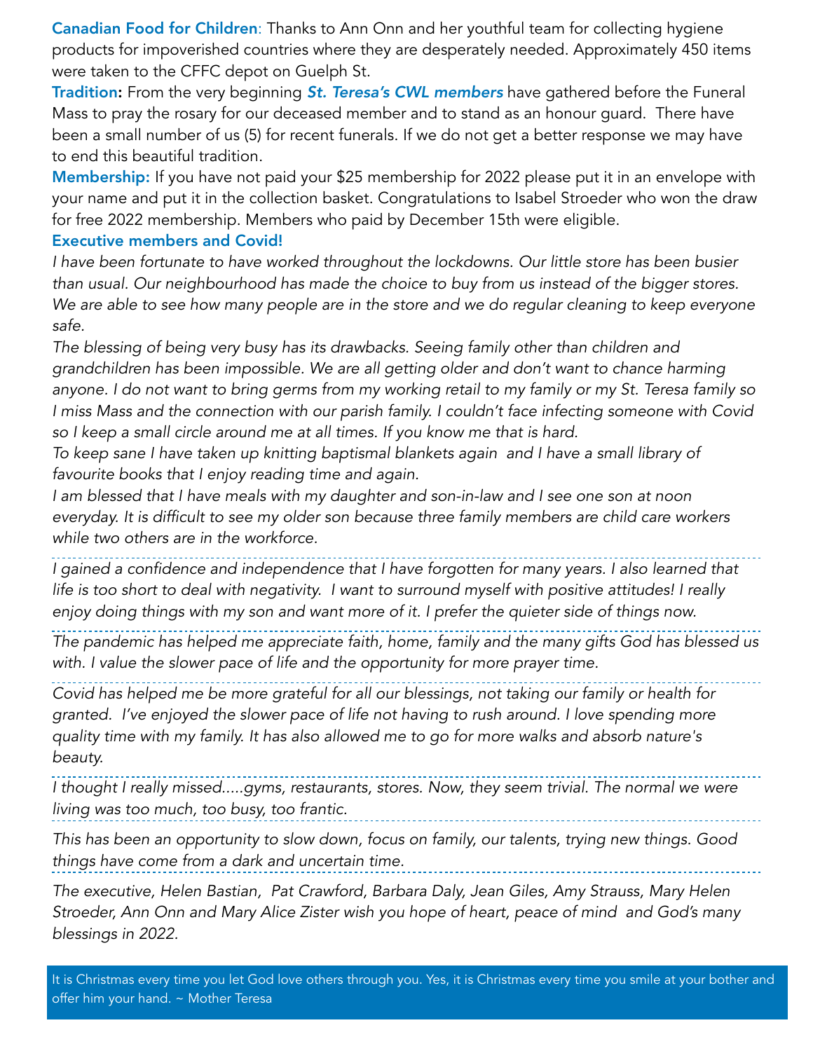**Canadian Food for Children**: Thanks to Ann Onn and her youthful team for collecting hygiene products for impoverished countries where they are desperately needed. Approximately 450 items were taken to the CFFC depot on Guelph St.

**Tradition:** From the very beginning ***St. Teresa's CWL members*** have gathered before the Funeral Mass to pray the rosary for our deceased member and to stand as an honour guard. There have been a small number of us (5) for recent funerals. If we do not get a better response we may have to end this beautiful tradition.

**Membership:** If you have not paid your $25 membership for 2022 please put it in an envelope with your name and put it in the collection basket. Congratulations to Isabel Stroeder who won the draw for free 2022 membership. Members who paid by December 15th were eligible.

**Executive members and Covid!**

*I have been fortunate to have worked throughout the lockdowns. Our little store has been busier than usual. Our neighbourhood has made the choice to buy from us instead of the bigger stores. We are able to see how many people are in the store and we do regular cleaning to keep everyone safe.*

*The blessing of being very busy has its drawbacks. Seeing family other than children and grandchildren has been impossible. We are all getting older and don't want to chance harming anyone. I do not want to bring germs from my working retail to my family or my St. Teresa family so I miss Mass and the connection with our parish family. I couldn't face infecting someone with Covid so I keep a small circle around me at all times. If you know me that is hard.*

*To keep sane I have taken up knitting baptismal blankets again and I have a small library of favourite books that I enjoy reading time and again.*

*I am blessed that I have meals with my daughter and son-in-law and I see one son at noon everyday. It is difficult to see my older son because three family members are child care workers while two others are in the workforce.*

---

*I gained a confidence and independence that I have forgotten for many years. I also learned that life is too short to deal with negativity. I want to surround myself with positive attitudes! I really enjoy doing things with my son and want more of it. I prefer the quieter side of things now.*

---

*The pandemic has helped me appreciate faith, home, family and the many gifts God has blessed us with. I value the slower pace of life and the opportunity for more prayer time.*

---

*Covid has helped me be more grateful for all our blessings, not taking our family or health for granted. I've enjoyed the slower pace of life not having to rush around. I love spending more quality time with my family. It has also allowed me to go for more walks and absorb nature's beauty.*

---

*I thought I really missed.....gyms, restaurants, stores. Now, they seem trivial. The normal we were living was too much, too busy, too frantic.*

---

*This has been an opportunity to slow down, focus on family, our talents, trying new things. Good things have come from a dark and uncertain time.*

---

*The executive, Helen Bastian, Pat Crawford, Barbara Daly, Jean Giles, Amy Strauss, Mary Helen Stroeder, Ann Onn and Mary Alice Zister wish you hope of heart, peace of mind and God's many blessings in 2022.*

It is Christmas every time you let God love others through you. Yes, it is Christmas every time you smile at your bother and offer him your hand. ~ Mother Teresa